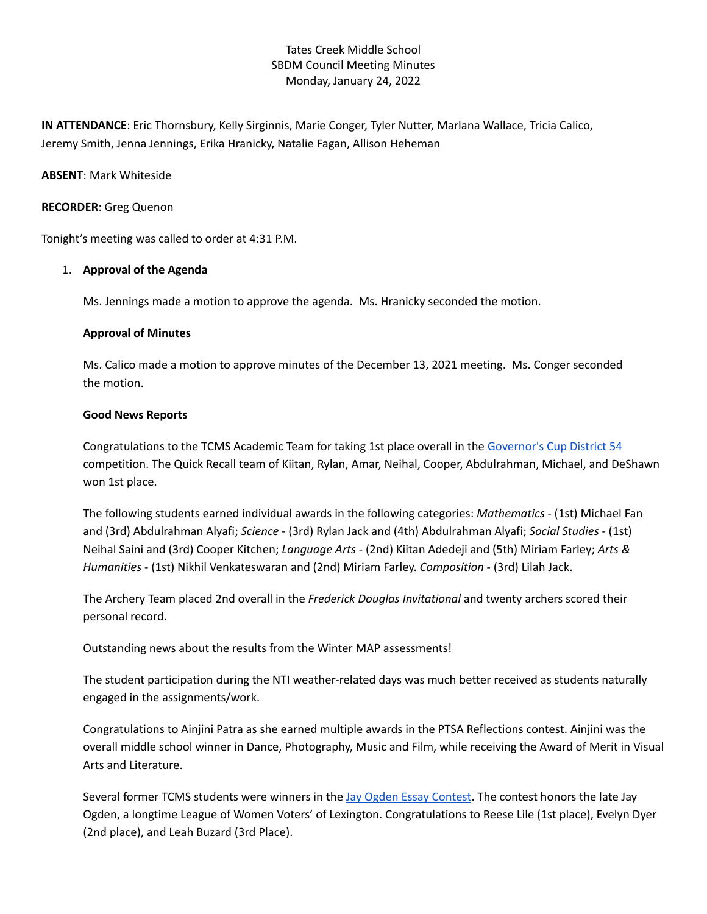Tates Creek Middle School
SBDM Council Meeting Minutes
Monday, January 24, 2022

**IN ATTENDANCE**: Eric Thornsbury, Kelly Sirginnis, Marie Conger, Tyler Nutter, Marlana Wallace, Tricia Calico, Jeremy Smith, Jenna Jennings, Erika Hranicky, Natalie Fagan, Allison Heheman

**ABSENT**: Mark Whiteside

**RECORDER**: Greg Quenon

Tonight's meeting was called to order at 4:31 P.M.

1. **Approval of the Agenda**

   Ms. Jennings made a motion to approve the agenda. Ms. Hranicky seconded the motion.

   **Approval of Minutes**

   Ms. Calico made a motion to approve minutes of the December 13, 2021 meeting. Ms. Conger seconded the motion.

   **Good News Reports**

   Congratulations to the TCMS Academic Team for taking 1st place overall in the Governor's Cup District 54 competition. The Quick Recall team of Kiitan, Rylan, Amar, Neihal, Cooper, Abdulrahman, Michael, and DeShawn won 1st place.

   The following students earned individual awards in the following categories: *Mathematics* - (1st) Michael Fan and (3rd) Abdulrahman Alyafi; *Science* - (3rd) Rylan Jack and (4th) Abdulrahman Alyafi; *Social Studies* - (1st) Neihal Saini and (3rd) Cooper Kitchen; *Language Arts* - (2nd) Kiitan Adedeji and (5th) Miriam Farley; *Arts & Humanities* - (1st) Nikhil Venkateswaran and (2nd) Miriam Farley. *Composition* - (3rd) Lilah Jack.

   The Archery Team placed 2nd overall in the *Frederick Douglas Invitational* and twenty archers scored their personal record.

   Outstanding news about the results from the Winter MAP assessments!

   The student participation during the NTI weather-related days was much better received as students naturally engaged in the assignments/work.

   Congratulations to Ainjini Patra as she earned multiple awards in the PTSA Reflections contest. Ainjini was the overall middle school winner in Dance, Photography, Music and Film, while receiving the Award of Merit in Visual Arts and Literature.

   Several former TCMS students were winners in the Jay Ogden Essay Contest. The contest honors the late Jay Ogden, a longtime League of Women Voters' of Lexington. Congratulations to Reese Lile (1st place), Evelyn Dyer (2nd place), and Leah Buzard (3rd Place).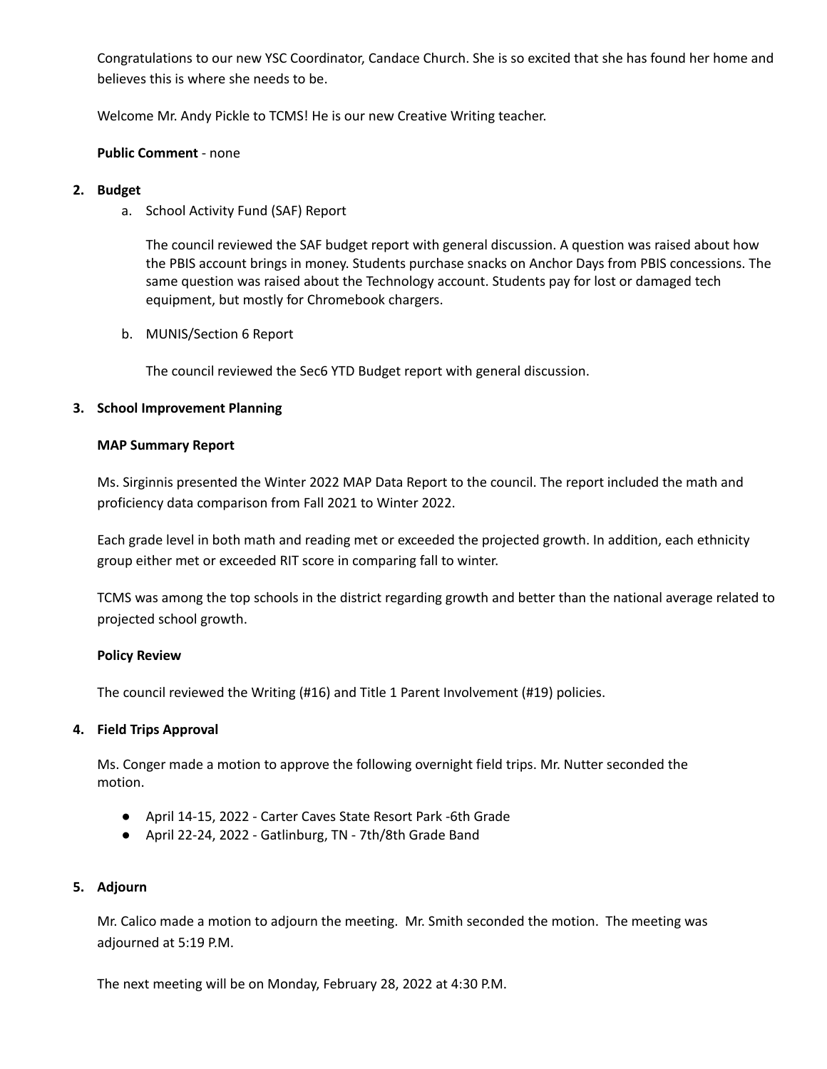Congratulations to our new YSC Coordinator, Candace Church. She is so excited that she has found her home and believes this is where she needs to be.

Welcome Mr. Andy Pickle to TCMS! He is our new Creative Writing teacher.

**Public Comment** - none

2. **Budget**
   a. School Activity Fund (SAF) Report

      The council reviewed the SAF budget report with general discussion. A question was raised about how the PBIS account brings in money. Students purchase snacks on Anchor Days from PBIS concessions. The same question was raised about the Technology account. Students pay for lost or damaged tech equipment, but mostly for Chromebook chargers.

   b. MUNIS/Section 6 Report

      The council reviewed the Sec6 YTD Budget report with general discussion.

3. **School Improvement Planning**

   **MAP Summary Report**

   Ms. Sirginnis presented the Winter 2022 MAP Data Report to the council. The report included the math and proficiency data comparison from Fall 2021 to Winter 2022.

   Each grade level in both math and reading met or exceeded the projected growth. In addition, each ethnicity group either met or exceeded RIT score in comparing fall to winter.

   TCMS was among the top schools in the district regarding growth and better than the national average related to projected school growth.

   **Policy Review**

   The council reviewed the Writing (#16) and Title 1 Parent Involvement (#19) policies.

4. **Field Trips Approval**

   Ms. Conger made a motion to approve the following overnight field trips. Mr. Nutter seconded the motion.

   - April 14-15, 2022 - Carter Caves State Resort Park -6th Grade
   - April 22-24, 2022 - Gatlinburg, TN - 7th/8th Grade Band

5. **Adjourn**

   Mr. Calico made a motion to adjourn the meeting. Mr. Smith seconded the motion. The meeting was adjourned at 5:19 P.M.

   The next meeting will be on Monday, February 28, 2022 at 4:30 P.M.